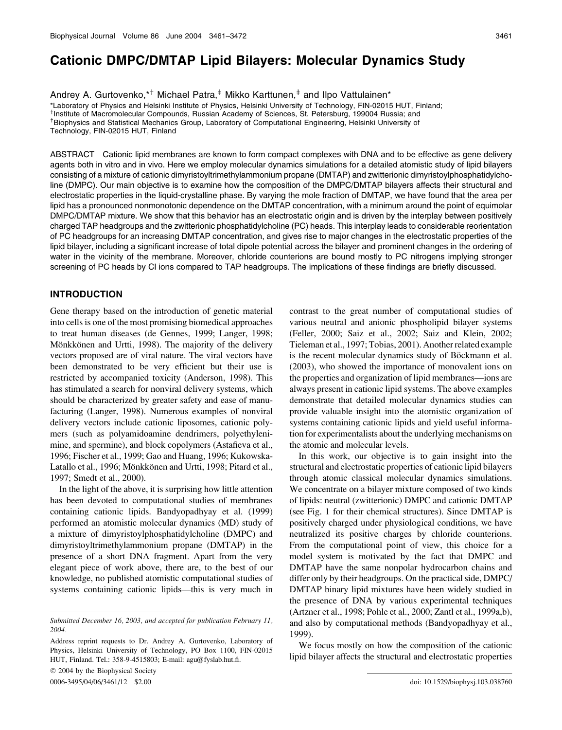// Cationic DMPC/DMTAP Lipid Bilayers: Molecular Dynamics Study

# Cationic DMPC/DMTAP Lipid Bilayers: Molecular Dynamics Study

Andrey A. Gurtovenko,*† Michael Patra,‡ Mikko Karttunen,‡ and Ilpo Vattulainen*

*Laboratory of Physics and Helsinki Institute of Physics, Helsinki University of Technology, FIN-02015 HUT, Finland; †Institute of Macromolecular Compounds, Russian Academy of Sciences, St. Petersburg, 199004 Russia; and ‡Biophysics and Statistical Mechanics Group, Laboratory of Computational Engineering, Helsinki University of Technology, FIN-02015 HUT, Finland

ABSTRACT Cationic lipid membranes are known to form compact complexes with DNA and to be effective as gene delivery agents both in vitro and in vivo. Here we employ molecular dynamics simulations for a detailed atomistic study of lipid bilayers consisting of a mixture of cationic dimyristoyltrimethylammonium propane (DMTAP) and zwitterionic dimyristoylphosphatidylcholine (DMPC). Our main objective is to examine how the composition of the DMPC/DMTAP bilayers affects their structural and electrostatic properties in the liquid-crystalline phase. By varying the mole fraction of DMTAP, we have found that the area per lipid has a pronounced nonmonotonic dependence on the DMTAP concentration, with a minimum around the point of equimolar DMPC/DMTAP mixture. We show that this behavior has an electrostatic origin and is driven by the interplay between positively charged TAP headgroups and the zwitterionic phosphatidylcholine (PC) heads. This interplay leads to considerable reorientation of PC headgroups for an increasing DMTAP concentration, and gives rise to major changes in the electrostatic properties of the lipid bilayer, including a significant increase of total dipole potential across the bilayer and prominent changes in the ordering of water in the vicinity of the membrane. Moreover, chloride counterions are bound mostly to PC nitrogens implying stronger screening of PC heads by Cl ions compared to TAP headgroups. The implications of these findings are briefly discussed.

## INTRODUCTION

Gene therapy based on the introduction of genetic material into cells is one of the most promising biomedical approaches to treat human diseases (de Gennes, 1999; Langer, 1998; Mönkkönen and Urtti, 1998). The majority of the delivery vectors proposed are of viral nature. The viral vectors have been demonstrated to be very efficient but their use is restricted by accompanied toxicity (Anderson, 1998). This has stimulated a search for nonviral delivery systems, which should be characterized by greater safety and ease of manufacturing (Langer, 1998). Numerous examples of nonviral delivery vectors include cationic liposomes, cationic polymers (such as polyamidoamine dendrimers, polyethylenimine, and spermine), and block copolymers (Astafieva et al., 1996; Fischer et al., 1999; Gao and Huang, 1996; Kukowska-Latallo et al., 1996; Mönkkönen and Urtti, 1998; Pitard et al., 1997; Smedt et al., 2000).

In the light of the above, it is surprising how little attention has been devoted to computational studies of membranes containing cationic lipids. Bandyopadhyay et al. (1999) performed an atomistic molecular dynamics (MD) study of a mixture of dimyristoylphosphatidylcholine (DMPC) and dimyristoyltrimethylammonium propane (DMTAP) in the presence of a short DNA fragment. Apart from the very elegant piece of work above, there are, to the best of our knowledge, no published atomistic computational studies of systems containing cationic lipids—this is very much in contrast to the great number of computational studies of various neutral and anionic phospholipid bilayer systems (Feller, 2000; Saiz et al., 2002; Saiz and Klein, 2002; Tieleman et al., 1997; Tobias, 2001). Another related example is the recent molecular dynamics study of Böckmann et al. (2003), who showed the importance of monovalent ions on the properties and organization of lipid membranes—ions are always present in cationic lipid systems. The above examples demonstrate that detailed molecular dynamics studies can provide valuable insight into the atomistic organization of systems containing cationic lipids and yield useful information for experimentalists about the underlying mechanisms on the atomic and molecular levels.

In this work, our objective is to gain insight into the structural and electrostatic properties of cationic lipid bilayers through atomic classical molecular dynamics simulations. We concentrate on a bilayer mixture composed of two kinds of lipids: neutral (zwitterionic) DMPC and cationic DMTAP (see Fig. 1 for their chemical structures). Since DMTAP is positively charged under physiological conditions, we have neutralized its positive charges by chloride counterions. From the computational point of view, this choice for a model system is motivated by the fact that DMPC and DMTAP have the same nonpolar hydrocarbon chains and differ only by their headgroups. On the practical side, DMPC/DMTAP binary lipid mixtures have been widely studied in the presence of DNA by various experimental techniques (Artzner et al., 1998; Pohle et al., 2000; Zantl et al., 1999a,b), and also by computational methods (Bandyopadhyay et al., 1999).

We focus mostly on how the composition of the cationic lipid bilayer affects the structural and electrostatic properties

*Submitted December 16, 2003, and accepted for publication February 11, 2004.*

Address reprint requests to Dr. Andrey A. Gurtovenko, Laboratory of Physics, Helsinki University of Technology, PO Box 1100, FIN-02015 HUT, Finland. Tel.: 358-9-4515803; E-mail: agu@fyslab.hut.fi.

© 2004 by the Biophysical Society

0006-3495/04/06/3461/12 $2.00

doi: 10.1529/biophysj.103.038760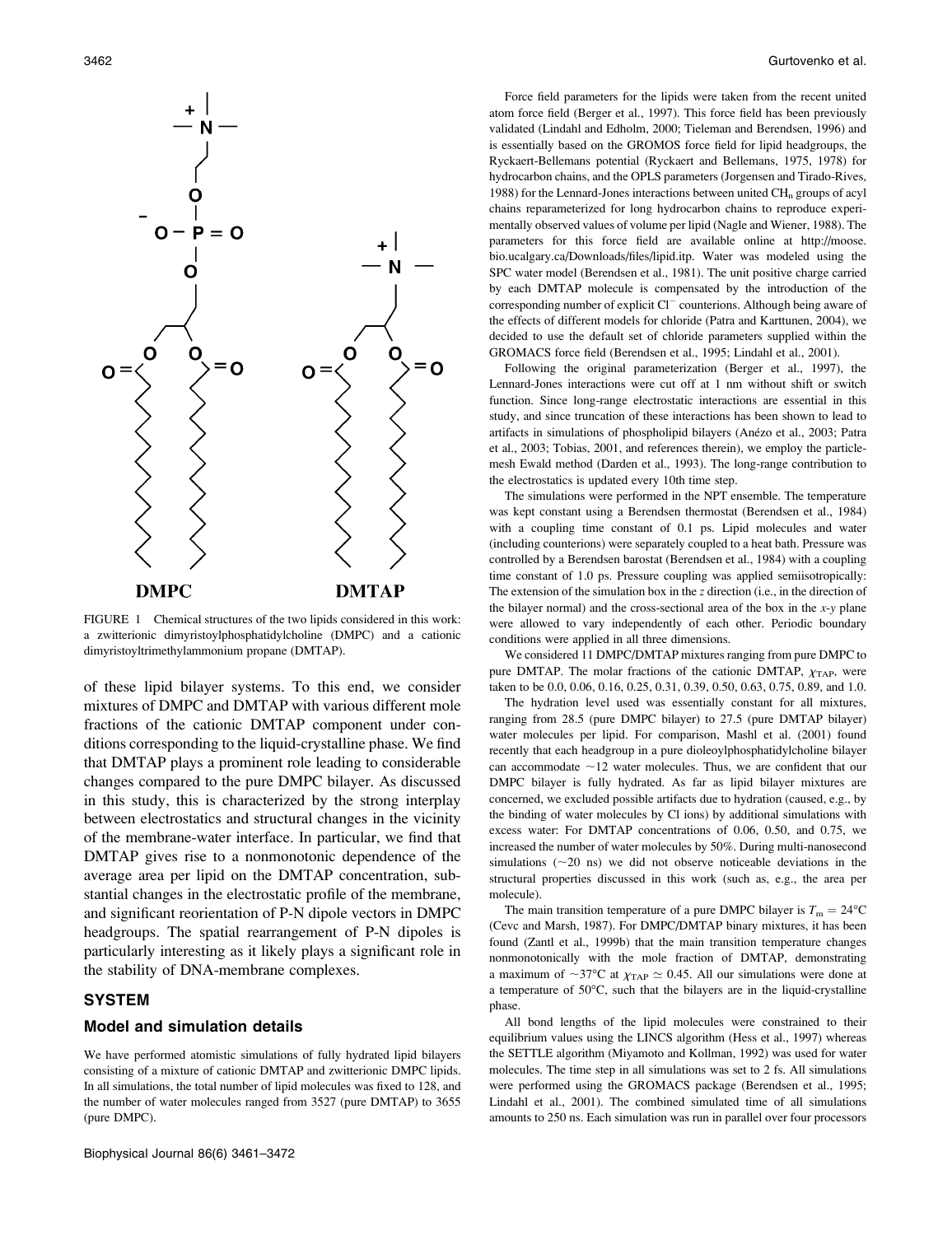FIGURE 1 Chemical structures of the two lipids considered in this work: a zwitterionic dimyristoylphosphatidylcholine (DMPC) and a cationic dimyristoyltrimethylammonium propane (DMTAP).

of these lipid bilayer systems. To this end, we consider mixtures of DMPC and DMTAP with various different mole fractions of the cationic DMTAP component under conditions corresponding to the liquid-crystalline phase. We find that DMTAP plays a prominent role leading to considerable changes compared to the pure DMPC bilayer. As discussed in this study, this is characterized by the strong interplay between electrostatics and structural changes in the vicinity of the membrane-water interface. In particular, we find that DMTAP gives rise to a nonmonotonic dependence of the average area per lipid on the DMTAP concentration, substantial changes in the electrostatic profile of the membrane, and significant reorientation of P-N dipole vectors in DMPC headgroups. The spatial rearrangement of P-N dipoles is particularly interesting as it likely plays a significant role in the stability of DNA-membrane complexes.

## SYSTEM

### Model and simulation details

We have performed atomistic simulations of fully hydrated lipid bilayers consisting of a mixture of cationic DMTAP and zwitterionic DMPC lipids. In all simulations, the total number of lipid molecules was fixed to 128, and the number of water molecules ranged from 3527 (pure DMTAP) to 3655 (pure DMPC).

Force field parameters for the lipids were taken from the recent united atom force field (Berger et al., 1997). This force field has been previously validated (Lindahl and Edholm, 2000; Tieleman and Berendsen, 1996) and is essentially based on the GROMOS force field for lipid headgroups, the Ryckaert-Bellemans potential (Ryckaert and Bellemans, 1975, 1978) for hydrocarbon chains, and the OPLS parameters (Jorgensen and Tirado-Rives, 1988) for the Lennard-Jones interactions between united $CH_n$ groups of acyl chains reparameterized for long hydrocarbon chains to reproduce experimentally observed values of volume per lipid (Nagle and Wiener, 1988). The parameters for this force field are available online at http://moose.bio.ucalgary.ca/Downloads/files/lipid.itp. Water was modeled using the SPC water model (Berendsen et al., 1981). The unit positive charge carried by each DMTAP molecule is compensated by the introduction of the corresponding number of explicit $Cl^-$ counterions. Although being aware of the effects of different models for chloride (Patra and Karttunen, 2004), we decided to use the default set of chloride parameters supplied within the GROMACS force field (Berendsen et al., 1995; Lindahl et al., 2001).

Following the original parameterization (Berger et al., 1997), the Lennard-Jones interactions were cut off at 1 nm without shift or switch function. Since long-range electrostatic interactions are essential in this study, and since truncation of these interactions has been shown to lead to artifacts in simulations of phospholipid bilayers (Anézo et al., 2003; Patra et al., 2003; Tobias, 2001, and references therein), we employ the particle-mesh Ewald method (Darden et al., 1993). The long-range contribution to the electrostatics is updated every 10th time step.

The simulations were performed in the NPT ensemble. The temperature was kept constant using a Berendsen thermostat (Berendsen et al., 1984) with a coupling time constant of 0.1 ps. Lipid molecules and water (including counterions) were separately coupled to a heat bath. Pressure was controlled by a Berendsen barostat (Berendsen et al., 1984) with a coupling time constant of 1.0 ps. Pressure coupling was applied semiisotropically: The extension of the simulation box in the $z$ direction (i.e., in the direction of the bilayer normal) and the cross-sectional area of the box in the $x$-$y$ plane were allowed to vary independently of each other. Periodic boundary conditions were applied in all three dimensions.

We considered 11 DMPC/DMTAP mixtures ranging from pure DMPC to pure DMTAP. The molar fractions of the cationic DMTAP, $\chi_{TAP}$, were taken to be 0.0, 0.06, 0.16, 0.25, 0.31, 0.39, 0.50, 0.63, 0.75, 0.89, and 1.0.

The hydration level used was essentially constant for all mixtures, ranging from 28.5 (pure DMPC bilayer) to 27.5 (pure DMTAP bilayer) water molecules per lipid. For comparison, Mashl et al. (2001) found recently that each headgroup in a pure dioleoylphosphatidylcholine bilayer can accommodate ~12 water molecules. Thus, we are confident that our DMPC bilayer is fully hydrated. As far as lipid bilayer mixtures are concerned, we excluded possible artifacts due to hydration (caused, e.g., by the binding of water molecules by Cl ions) by additional simulations with excess water: For DMTAP concentrations of 0.06, 0.50, and 0.75, we increased the number of water molecules by 50%. During multi-nanosecond simulations (~20 ns) we did not observe noticeable deviations in the structural properties discussed in this work (such as, e.g., the area per molecule).

The main transition temperature of a pure DMPC bilayer is $T_m = 24°C$ (Cevc and Marsh, 1987). For DMPC/DMTAP binary mixtures, it has been found (Zantl et al., 1999b) that the main transition temperature changes nonmonotonically with the mole fraction of DMTAP, demonstrating a maximum of ~37°C at $\chi_{TAP} \simeq 0.45$. All our simulations were done at a temperature of 50°C, such that the bilayers are in the liquid-crystalline phase.

All bond lengths of the lipid molecules were constrained to their equilibrium values using the LINCS algorithm (Hess et al., 1997) whereas the SETTLE algorithm (Miyamoto and Kollman, 1992) was used for water molecules. The time step in all simulations was set to 2 fs. All simulations were performed using the GROMACS package (Berendsen et al., 1995; Lindahl et al., 2001). The combined simulated time of all simulations amounts to 250 ns. Each simulation was run in parallel over four processors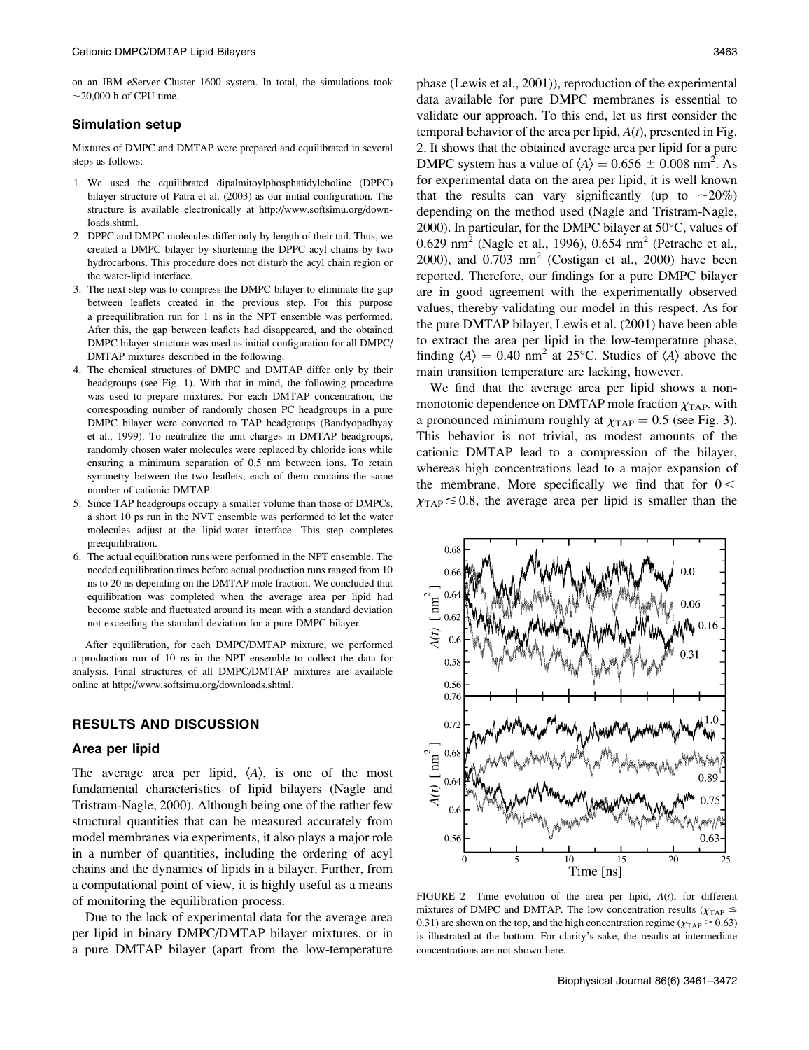on an IBM eServer Cluster 1600 system. In total, the simulations took ~20,000 h of CPU time.

### Simulation setup

Mixtures of DMPC and DMTAP were prepared and equilibrated in several steps as follows:

1. We used the equilibrated dipalmitoylphosphatidylcholine (DPPC) bilayer structure of Patra et al. (2003) as our initial configuration. The structure is available electronically at http://www.softsimu.org/downloads.shtml.
2. DPPC and DMPC molecules differ only by length of their tail. Thus, we created a DMPC bilayer by shortening the DPPC acyl chains by two hydrocarbons. This procedure does not disturb the acyl chain region or the water-lipid interface.
3. The next step was to compress the DMPC bilayer to eliminate the gap between leaflets created in the previous step. For this purpose a preequilibration run for 1 ns in the NPT ensemble was performed. After this, the gap between leaflets had disappeared, and the obtained DMPC bilayer structure was used as initial configuration for all DMPC/DMTAP mixtures described in the following.
4. The chemical structures of DMPC and DMTAP differ only by their headgroups (see Fig. 1). With that in mind, the following procedure was used to prepare mixtures. For each DMTAP concentration, the corresponding number of randomly chosen PC headgroups in a pure DMPC bilayer were converted to TAP headgroups (Bandyopadhyay et al., 1999). To neutralize the unit charges in DMTAP headgroups, randomly chosen water molecules were replaced by chloride ions while ensuring a minimum separation of 0.5 nm between ions. To retain symmetry between the two leaflets, each of them contains the same number of cationic DMTAP.
5. Since TAP headgroups occupy a smaller volume than those of DMPCs, a short 10 ps run in the NVT ensemble was performed to let the water molecules adjust at the lipid-water interface. This step completes preequilibration.
6. The actual equilibration runs were performed in the NPT ensemble. The needed equilibration times before actual production runs ranged from 10 ns to 20 ns depending on the DMTAP mole fraction. We concluded that equilibration was completed when the average area per lipid had become stable and fluctuated around its mean with a standard deviation not exceeding the standard deviation for a pure DMPC bilayer.

After equilibration, for each DMPC/DMTAP mixture, we performed a production run of 10 ns in the NPT ensemble to collect the data for analysis. Final structures of all DMPC/DMTAP mixtures are available online at http://www.softsimu.org/downloads.shtml.

## RESULTS AND DISCUSSION

### Area per lipid

The average area per lipid, $\langle A \rangle$, is one of the most fundamental characteristics of lipid bilayers (Nagle and Tristram-Nagle, 2000). Although being one of the rather few structural quantities that can be measured accurately from model membranes via experiments, it also plays a major role in a number of quantities, including the ordering of acyl chains and the dynamics of lipids in a bilayer. Further, from a computational point of view, it is highly useful as a means of monitoring the equilibration process.

Due to the lack of experimental data for the average area per lipid in binary DMPC/DMTAP bilayer mixtures, or in a pure DMTAP bilayer (apart from the low-temperature phase (Lewis et al., 2001)), reproduction of the experimental data available for pure DMPC membranes is essential to validate our approach. To this end, let us first consider the temporal behavior of the area per lipid, $A(t)$, presented in Fig. 2. It shows that the obtained average area per lipid for a pure DMPC system has a value of $\langle A \rangle = 0.656 \pm 0.008$ nm$^2$. As for experimental data on the area per lipid, it is well known that the results can vary significantly (up to ~20%) depending on the method used (Nagle and Tristram-Nagle, 2000). In particular, for the DMPC bilayer at 50°C, values of 0.629 nm$^2$ (Nagle et al., 1996), 0.654 nm$^2$ (Petrache et al., 2000), and 0.703 nm$^2$ (Costigan et al., 2000) have been reported. Therefore, our findings for a pure DMPC bilayer are in good agreement with the experimentally observed values, thereby validating our model in this respect. As for the pure DMTAP bilayer, Lewis et al. (2001) have been able to extract the area per lipid in the low-temperature phase, finding $\langle A \rangle = 0.40$ nm$^2$ at 25°C. Studies of $\langle A \rangle$ above the main transition temperature are lacking, however.

We find that the average area per lipid shows a nonmonotonic dependence on DMTAP mole fraction $\chi_{TAP}$, with a pronounced minimum roughly at $\chi_{TAP} = 0.5$ (see Fig. 3). This behavior is not trivial, as modest amounts of the cationic DMTAP lead to a compression of the bilayer, whereas high concentrations lead to a major expansion of the membrane. More specifically we find that for $0 < \chi_{TAP} \lesssim 0.8$, the average area per lipid is smaller than the

FIGURE 2 Time evolution of the area per lipid, $A(t)$, for different mixtures of DMPC and DMTAP. The low concentration results ($\chi_{TAP} \leq 0.31$) are shown on the top, and the high concentration regime ($\chi_{TAP} \geq 0.63$) is illustrated at the bottom. For clarity's sake, the results at intermediate concentrations are not shown here.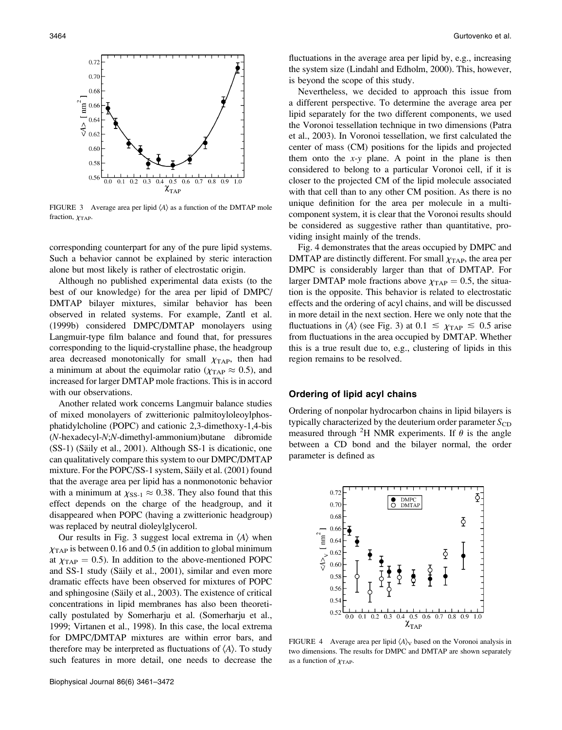FIGURE 3 Average area per lipid $\langle A \rangle$ as a function of the DMTAP mole fraction, $\chi_{TAP}$.

corresponding counterpart for any of the pure lipid systems. Such a behavior cannot be explained by steric interaction alone but most likely is rather of electrostatic origin.

Although no published experimental data exists (to the best of our knowledge) for the area per lipid of DMPC/DMTAP bilayer mixtures, similar behavior has been observed in related systems. For example, Zantl et al. (1999b) considered DMPC/DMTAP monolayers using Langmuir-type film balance and found that, for pressures corresponding to the liquid-crystalline phase, the headgroup area decreased monotonically for small $\chi_{TAP}$, then had a minimum at about the equimolar ratio ($\chi_{TAP} \approx 0.5$), and increased for larger DMTAP mole fractions. This is in accord with our observations.

Another related work concerns Langmuir balance studies of mixed monolayers of zwitterionic palmitoyloleoylphosphatidylcholine (POPC) and cationic 2,3-dimethoxy-1,4-bis (*N*-hexadecyl-*N*;*N*-dimethyl-ammonium)butane dibromide (SS-1) (Säily et al., 2001). Although SS-1 is dicationic, one can qualitatively compare this system to our DMPC/DMTAP mixture. For the POPC/SS-1 system, Säily et al. (2001) found that the average area per lipid has a nonmonotonic behavior with a minimum at $\chi_{SS\text{-}1} \approx 0.38$. They also found that this effect depends on the charge of the headgroup, and it disappeared when POPC (having a zwitterionic headgroup) was replaced by neutral dioleylglycerol.

Our results in Fig. 3 suggest local extrema in $\langle A \rangle$ when $\chi_{TAP}$ is between 0.16 and 0.5 (in addition to global minimum at $\chi_{TAP} = 0.5$). In addition to the above-mentioned POPC and SS-1 study (Säily et al., 2001), similar and even more dramatic effects have been observed for mixtures of POPC and sphingosine (Säily et al., 2003). The existence of critical concentrations in lipid membranes has also been theoretically postulated by Somerharju et al. (Somerharju et al., 1999; Virtanen et al., 1998). In this case, the local extrema for DMPC/DMTAP mixtures are within error bars, and therefore may be interpreted as fluctuations of $\langle A \rangle$. To study such features in more detail, one needs to decrease the fluctuations in the average area per lipid by, e.g., increasing the system size (Lindahl and Edholm, 2000). This, however, is beyond the scope of this study.

Nevertheless, we decided to approach this issue from a different perspective. To determine the average area per lipid separately for the two different components, we used the Voronoi tessellation technique in two dimensions (Patra et al., 2003). In Voronoi tessellation, we first calculated the center of mass (CM) positions for the lipids and projected them onto the *x*-*y* plane. A point in the plane is then considered to belong to a particular Voronoi cell, if it is closer to the projected CM of the lipid molecule associated with that cell than to any other CM position. As there is no unique definition for the area per molecule in a multicomponent system, it is clear that the Voronoi results should be considered as suggestive rather than quantitative, providing insight mainly of the trends.

Fig. 4 demonstrates that the areas occupied by DMPC and DMTAP are distinctly different. For small $\chi_{TAP}$, the area per DMPC is considerably larger than that of DMTAP. For larger DMTAP mole fractions above $\chi_{TAP} = 0.5$, the situation is the opposite. This behavior is related to electrostatic effects and the ordering of acyl chains, and will be discussed in more detail in the next section. Here we only note that the fluctuations in $\langle A \rangle$ (see Fig. 3) at $0.1 \lesssim \chi_{TAP} \lesssim 0.5$ arise from fluctuations in the area occupied by DMTAP. Whether this is a true result due to, e.g., clustering of lipids in this region remains to be resolved.

## Ordering of lipid acyl chains

Ordering of nonpolar hydrocarbon chains in lipid bilayers is typically characterized by the deuterium order parameter $S_{CD}$ measured through $^2$H NMR experiments. If $\theta$ is the angle between a CD bond and the bilayer normal, the order parameter is defined as

FIGURE 4 Average area per lipid $\langle A \rangle_V$ based on the Voronoi analysis in two dimensions. The results for DMPC and DMTAP are shown separately as a function of $\chi_{TAP}$.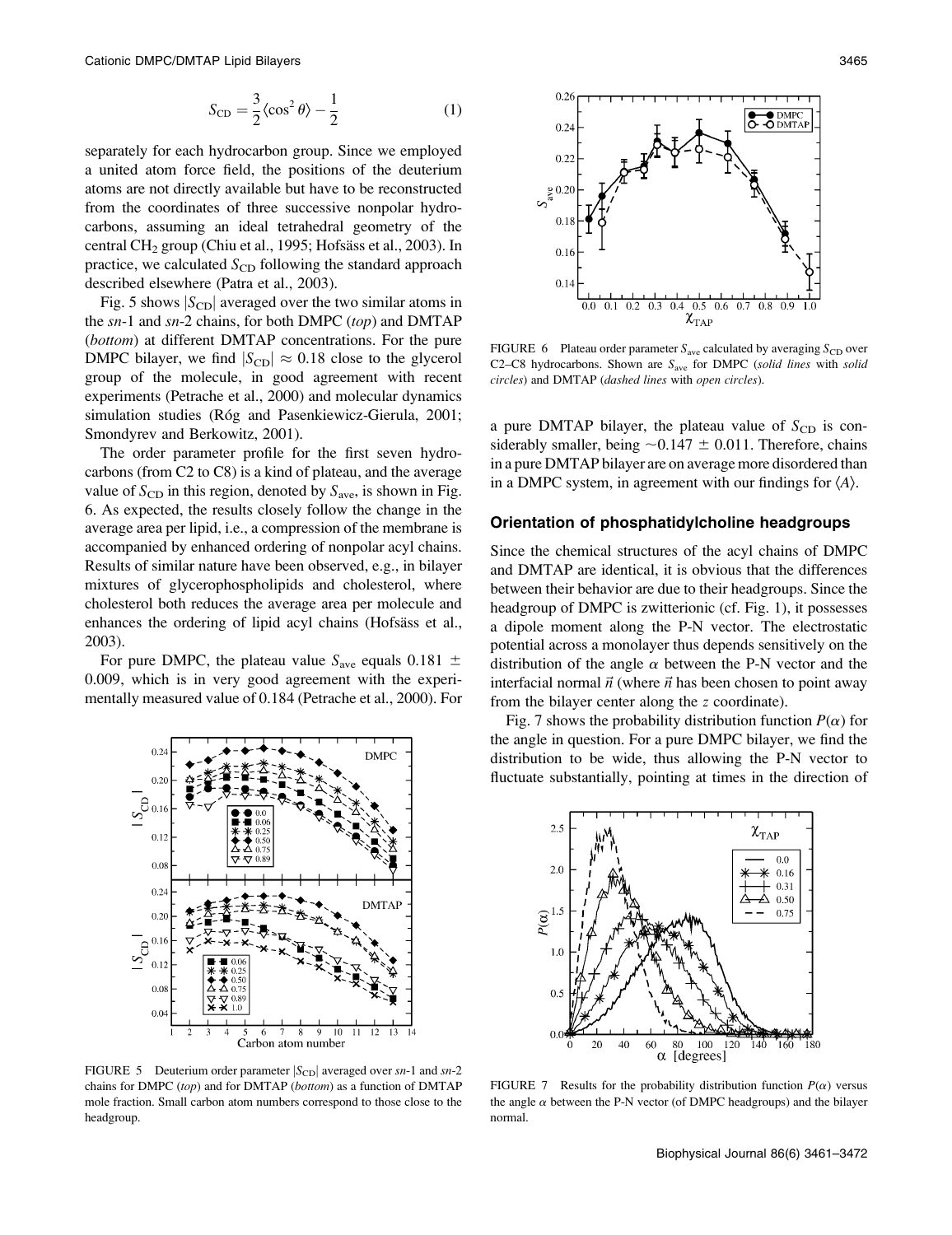$$S_{CD} = \frac{3}{2}\langle \cos^2 \theta \rangle - \frac{1}{2} \tag{1}$$

separately for each hydrocarbon group. Since we employed a united atom force field, the positions of the deuterium atoms are not directly available but have to be reconstructed from the coordinates of three successive nonpolar hydrocarbons, assuming an ideal tetrahedral geometry of the central $CH_2$ group (Chiu et al., 1995; Hofsäss et al., 2003). In practice, we calculated $S_{CD}$ following the standard approach described elsewhere (Patra et al., 2003).

Fig. 5 shows $|S_{CD}|$ averaged over the two similar atoms in the *sn*-1 and *sn*-2 chains, for both DMPC (*top*) and DMTAP (*bottom*) at different DMTAP concentrations. For the pure DMPC bilayer, we find $|S_{CD}| \approx 0.18$ close to the glycerol group of the molecule, in good agreement with recent experiments (Petrache et al., 2000) and molecular dynamics simulation studies (Róg and Pasenkiewicz-Gierula, 2001; Smondyrev and Berkowitz, 2001).

The order parameter profile for the first seven hydrocarbons (from C2 to C8) is a kind of plateau, and the average value of $S_{CD}$ in this region, denoted by $S_{ave}$, is shown in Fig. 6. As expected, the results closely follow the change in the average area per lipid, i.e., a compression of the membrane is accompanied by enhanced ordering of nonpolar acyl chains. Results of similar nature have been observed, e.g., in bilayer mixtures of glycerophospholipids and cholesterol, where cholesterol both reduces the average area per molecule and enhances the ordering of lipid acyl chains (Hofsäss et al., 2003).

For pure DMPC, the plateau value $S_{ave}$ equals $0.181 \pm 0.009$, which is in very good agreement with the experimentally measured value of 0.184 (Petrache et al., 2000). For a pure DMTAP bilayer, the plateau value of $S_{CD}$ is considerably smaller, being $\sim 0.147 \pm 0.011$. Therefore, chains in a pure DMTAP bilayer are on average more disordered than in a DMPC system, in agreement with our findings for $\langle A \rangle$.

FIGURE 5 Deuterium order parameter $|S_{CD}|$ averaged over *sn*-1 and *sn*-2 chains for DMPC (*top*) and for DMTAP (*bottom*) as a function of DMTAP mole fraction. Small carbon atom numbers correspond to those close to the headgroup.

FIGURE 6 Plateau order parameter $S_{ave}$ calculated by averaging $S_{CD}$ over C2–C8 hydrocarbons. Shown are $S_{ave}$ for DMPC (*solid lines* with *solid circles*) and DMTAP (*dashed lines* with *open circles*).

## Orientation of phosphatidylcholine headgroups

Since the chemical structures of the acyl chains of DMPC and DMTAP are identical, it is obvious that the differences between their behavior are due to their headgroups. Since the headgroup of DMPC is zwitterionic (cf. Fig. 1), it possesses a dipole moment along the P-N vector. The electrostatic potential across a monolayer thus depends sensitively on the distribution of the angle $\alpha$ between the P-N vector and the interfacial normal $\vec{n}$ (where $\vec{n}$ has been chosen to point away from the bilayer center along the $z$ coordinate).

Fig. 7 shows the probability distribution function $P(\alpha)$ for the angle in question. For a pure DMPC bilayer, we find the distribution to be wide, thus allowing the P-N vector to fluctuate substantially, pointing at times in the direction of

FIGURE 7 Results for the probability distribution function $P(\alpha)$ versus the angle $\alpha$ between the P-N vector (of DMPC headgroups) and the bilayer normal.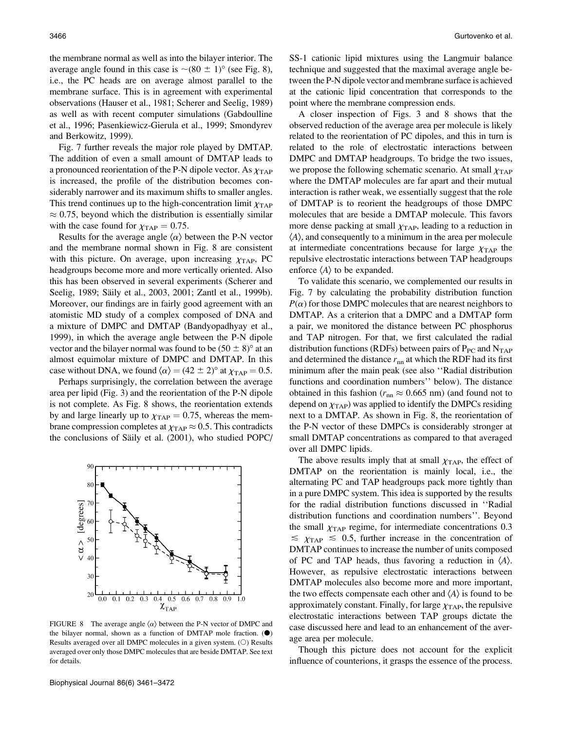the membrane normal as well as into the bilayer interior. The average angle found in this case is $\sim(80 \pm 1)^\circ$ (see Fig. 8), i.e., the PC heads are on average almost parallel to the membrane surface. This is in agreement with experimental observations (Hauser et al., 1981; Scherer and Seelig, 1989) as well as with recent computer simulations (Gabdoulline et al., 1996; Pasenkiewicz-Gierula et al., 1999; Smondyrev and Berkowitz, 1999).

Fig. 7 further reveals the major role played by DMTAP. The addition of even a small amount of DMTAP leads to a pronounced reorientation of the P-N dipole vector. As $\chi_{TAP}$ is increased, the profile of the distribution becomes considerably narrower and its maximum shifts to smaller angles. This trend continues up to the high-concentration limit $\chi_{TAP} \approx 0.75$, beyond which the distribution is essentially similar with the case found for $\chi_{TAP} = 0.75$.

Results for the average angle $\langle\alpha\rangle$ between the P-N vector and the membrane normal shown in Fig. 8 are consistent with this picture. On average, upon increasing $\chi_{TAP}$, PC headgroups become more and more vertically oriented. Also this has been observed in several experiments (Scherer and Seelig, 1989; Säily et al., 2003, 2001; Zantl et al., 1999b). Moreover, our findings are in fairly good agreement with an atomistic MD study of a complex composed of DNA and a mixture of DMPC and DMTAP (Bandyopadhyay et al., 1999), in which the average angle between the P-N dipole vector and the bilayer normal was found to be $(50 \pm 8)^\circ$ at an almost equimolar mixture of DMPC and DMTAP. In this case without DNA, we found $\langle\alpha\rangle = (42 \pm 2)^\circ$ at $\chi_{TAP} = 0.5$.

Perhaps surprisingly, the correlation between the average area per lipid (Fig. 3) and the reorientation of the P-N dipole is not complete. As Fig. 8 shows, the reorientation extends by and large linearly up to $\chi_{TAP} = 0.75$, whereas the membrane compression completes at $\chi_{TAP} \approx 0.5$. This contradicts the conclusions of Säily et al. (2001), who studied POPC/SS-1 cationic lipid mixtures using the Langmuir balance technique and suggested that the maximal average angle between the P-N dipole vector and membrane surface is achieved at the cationic lipid concentration that corresponds to the point where the membrane compression ends.

FIGURE 8 The average angle $\langle\alpha\rangle$ between the P-N vector of DMPC and the bilayer normal, shown as a function of DMTAP mole fraction. (●) Results averaged over all DMPC molecules in a given system. (○) Results averaged over only those DMPC molecules that are beside DMTAP. See text for details.

A closer inspection of Figs. 3 and 8 shows that the observed reduction of the average area per molecule is likely related to the reorientation of PC dipoles, and this in turn is related to the role of electrostatic interactions between DMPC and DMTAP headgroups. To bridge the two issues, we propose the following schematic scenario. At small $\chi_{TAP}$ where the DMTAP molecules are far apart and their mutual interaction is rather weak, we essentially suggest that the role of DMTAP is to reorient the headgroups of those DMPC molecules that are beside a DMTAP molecule. This favors more dense packing at small $\chi_{TAP}$, leading to a reduction in $\langle A\rangle$, and consequently to a minimum in the area per molecule at intermediate concentrations because for large $\chi_{TAP}$ the repulsive electrostatic interactions between TAP headgroups enforce $\langle A\rangle$ to be expanded.

To validate this scenario, we complemented our results in Fig. 7 by calculating the probability distribution function $P(\alpha)$ for those DMPC molecules that are nearest neighbors to DMTAP. As a criterion that a DMPC and a DMTAP form a pair, we monitored the distance between PC phosphorus and TAP nitrogen. For that, we first calculated the radial distribution functions (RDFs) between pairs of $P_{PC}$ and $N_{TAP}$ and determined the distance $r_{nn}$ at which the RDF had its first minimum after the main peak (see also "Radial distribution functions and coordination numbers" below). The distance obtained in this fashion ($r_{nn} \approx 0.665$ nm) (and found not to depend on $\chi_{TAP}$) was applied to identify the DMPCs residing next to a DMTAP. As shown in Fig. 8, the reorientation of the P-N vector of these DMPCs is considerably stronger at small DMTAP concentrations as compared to that averaged over all DMPC lipids.

The above results imply that at small $\chi_{TAP}$, the effect of DMTAP on the reorientation is mainly local, i.e., the alternating PC and TAP headgroups pack more tightly than in a pure DMPC system. This idea is supported by the results for the radial distribution functions discussed in "Radial distribution functions and coordination numbers". Beyond the small $\chi_{TAP}$ regime, for intermediate concentrations $0.3 \lesssim \chi_{TAP} \lesssim 0.5$, further increase in the concentration of DMTAP continues to increase the number of units composed of PC and TAP heads, thus favoring a reduction in $\langle A\rangle$. However, as repulsive electrostatic interactions between DMTAP molecules also become more and more important, the two effects compensate each other and $\langle A\rangle$ is found to be approximately constant. Finally, for large $\chi_{TAP}$, the repulsive electrostatic interactions between TAP groups dictate the case discussed here and lead to an enhancement of the average area per molecule.

Though this picture does not account for the explicit influence of counterions, it grasps the essence of the process.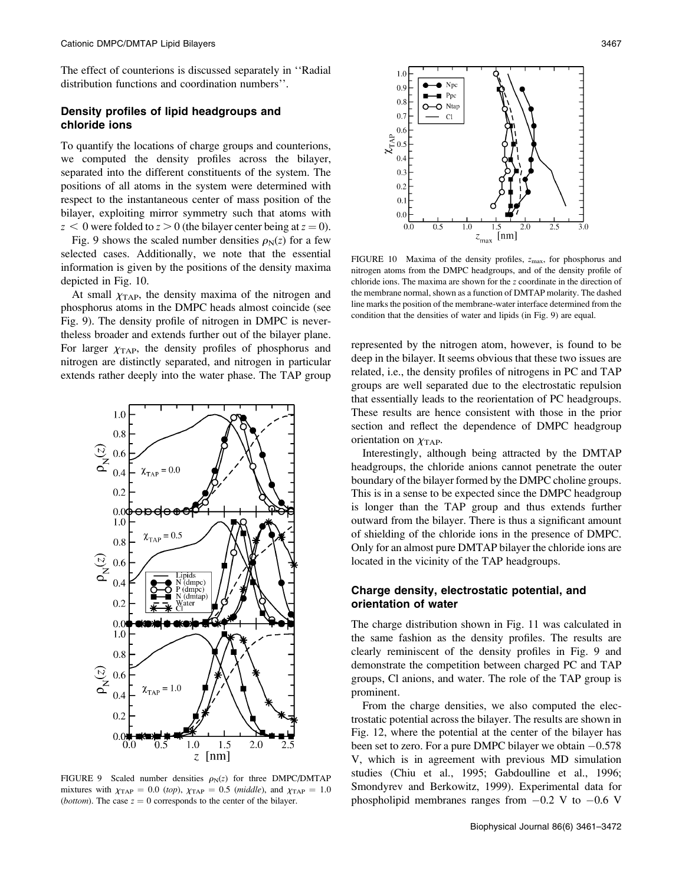The effect of counterions is discussed separately in ''Radial distribution functions and coordination numbers''.

### Density profiles of lipid headgroups and chloride ions

To quantify the locations of charge groups and counterions, we computed the density profiles across the bilayer, separated into the different constituents of the system. The positions of all atoms in the system were determined with respect to the instantaneous center of mass position of the bilayer, exploiting mirror symmetry such that atoms with $z < 0$ were folded to $z > 0$ (the bilayer center being at $z = 0$).

Fig. 9 shows the scaled number densities $\rho_N(z)$ for a few selected cases. Additionally, we note that the essential information is given by the positions of the density maxima depicted in Fig. 10.

At small $\chi_{TAP}$, the density maxima of the nitrogen and phosphorus atoms in the DMPC heads almost coincide (see Fig. 9). The density profile of nitrogen in DMPC is nevertheless broader and extends further out of the bilayer plane. For larger $\chi_{TAP}$, the density profiles of phosphorus and nitrogen are distinctly separated, and nitrogen in particular extends rather deeply into the water phase. The TAP group represented by the nitrogen atom, however, is found to be deep in the bilayer. It seems obvious that these two issues are related, i.e., the density profiles of nitrogens in PC and TAP groups are well separated due to the electrostatic repulsion that essentially leads to the reorientation of PC headgroups. These results are hence consistent with those in the prior section and reflect the dependence of DMPC headgroup orientation on $\chi_{TAP}$.

FIGURE 9 Scaled number densities $\rho_N(z)$ for three DMPC/DMTAP mixtures with $\chi_{TAP} = 0.0$ (*top*), $\chi_{TAP} = 0.5$ (*middle*), and $\chi_{TAP} = 1.0$ (*bottom*). The case $z = 0$ corresponds to the center of the bilayer.

FIGURE 10 Maxima of the density profiles, $z_{max}$, for phosphorus and nitrogen atoms from the DMPC headgroups, and of the density profile of chloride ions. The maxima are shown for the $z$ coordinate in the direction of the membrane normal, shown as a function of DMTAP molarity. The dashed line marks the position of the membrane-water interface determined from the condition that the densities of water and lipids (in Fig. 9) are equal.

Interestingly, although being attracted by the DMTAP headgroups, the chloride anions cannot penetrate the outer boundary of the bilayer formed by the DMPC choline groups. This is in a sense to be expected since the DMPC headgroup is longer than the TAP group and thus extends further outward from the bilayer. There is thus a significant amount of shielding of the chloride ions in the presence of DMPC. Only for an almost pure DMTAP bilayer the chloride ions are located in the vicinity of the TAP headgroups.

### Charge density, electrostatic potential, and orientation of water

The charge distribution shown in Fig. 11 was calculated in the same fashion as the density profiles. The results are clearly reminiscent of the density profiles in Fig. 9 and demonstrate the competition between charged PC and TAP groups, Cl anions, and water. The role of the TAP group is prominent.

From the charge densities, we also computed the electrostatic potential across the bilayer. The results are shown in Fig. 12, where the potential at the center of the bilayer has been set to zero. For a pure DMPC bilayer we obtain −0.578 V, which is in agreement with previous MD simulation studies (Chiu et al., 1995; Gabdoulline et al., 1996; Smondyrev and Berkowitz, 1999). Experimental data for phospholipid membranes ranges from −0.2 V to −0.6 V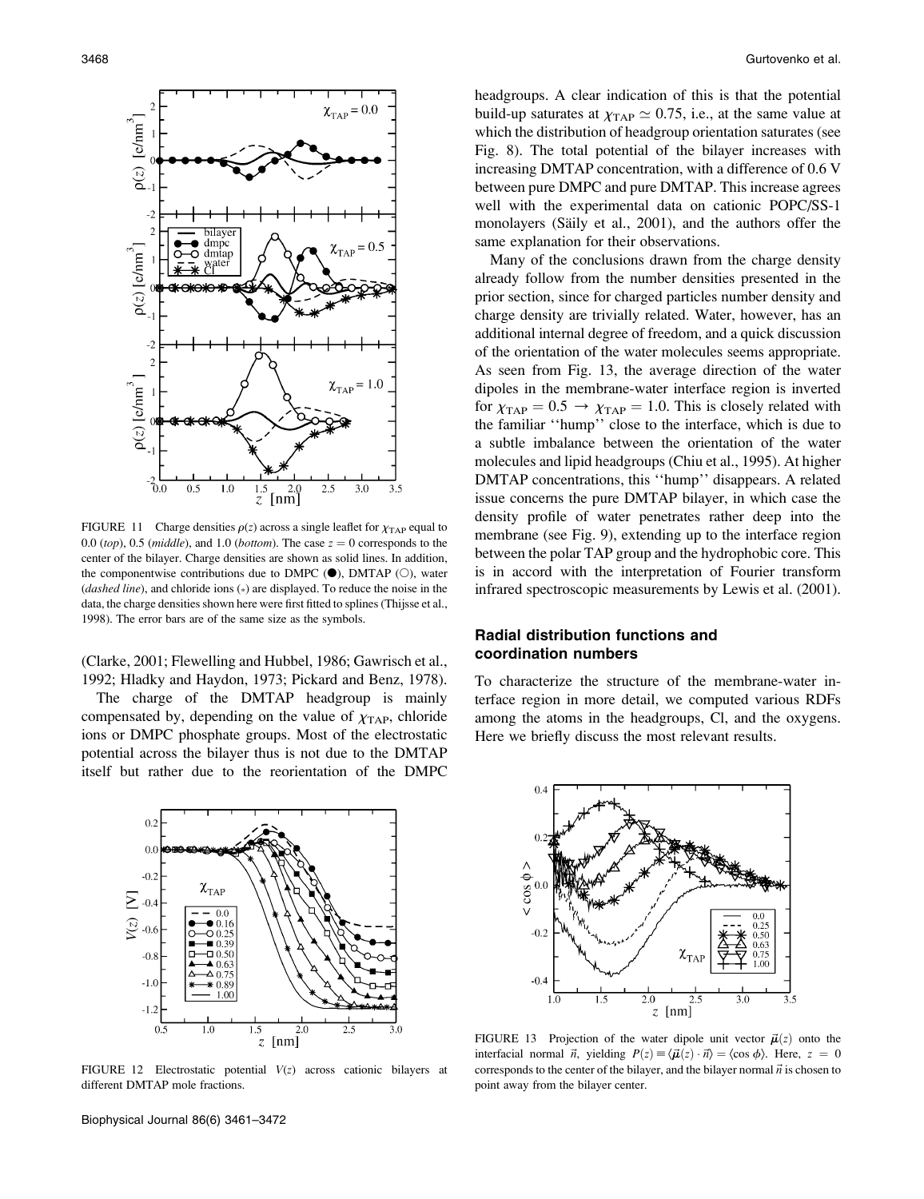FIGURE 11 Charge densities $\rho(z)$ across a single leaflet for $\chi_{TAP}$ equal to 0.0 (*top*), 0.5 (*middle*), and 1.0 (*bottom*). The case $z = 0$ corresponds to the center of the bilayer. Charge densities are shown as solid lines. In addition, the componentwise contributions due to DMPC (●), DMTAP (○), water (*dashed line*), and chloride ions (*) are displayed. To reduce the noise in the data, the charge densities shown here were first fitted to splines (Thijsse et al., 1998). The error bars are of the same size as the symbols.

(Clarke, 2001; Flewelling and Hubbel, 1986; Gawrisch et al., 1992; Hladky and Haydon, 1973; Pickard and Benz, 1978).

The charge of the DMTAP headgroup is mainly compensated by, depending on the value of $\chi_{TAP}$, chloride ions or DMPC phosphate groups. Most of the electrostatic potential across the bilayer thus is not due to the DMTAP itself but rather due to the reorientation of the DMPC headgroups. A clear indication of this is that the potential build-up saturates at $\chi_{TAP} \simeq 0.75$, i.e., at the same value at which the distribution of headgroup orientation saturates (see Fig. 8). The total potential of the bilayer increases with increasing DMTAP concentration, with a difference of 0.6 V between pure DMPC and pure DMTAP. This increase agrees well with the experimental data on cationic POPC/SS-1 monolayers (Säily et al., 2001), and the authors offer the same explanation for their observations.

Many of the conclusions drawn from the charge density already follow from the number densities presented in the prior section, since for charged particles number density and charge density are trivially related. Water, however, has an additional internal degree of freedom, and a quick discussion of the orientation of the water molecules seems appropriate. As seen from Fig. 13, the average direction of the water dipoles in the membrane-water interface region is inverted for $\chi_{TAP} = 0.5 \rightarrow \chi_{TAP} = 1.0$. This is closely related with the familiar ''hump'' close to the interface, which is due to a subtle imbalance between the orientation of the water molecules and lipid headgroups (Chiu et al., 1995). At higher DMTAP concentrations, this ''hump'' disappears. A related issue concerns the pure DMTAP bilayer, in which case the density profile of water penetrates rather deep into the membrane (see Fig. 9), extending up to the interface region between the polar TAP group and the hydrophobic core. This is in accord with the interpretation of Fourier transform infrared spectroscopic measurements by Lewis et al. (2001).

FIGURE 12 Electrostatic potential $V(z)$ across cationic bilayers at different DMTAP mole fractions.

## Radial distribution functions and coordination numbers

To characterize the structure of the membrane-water interface region in more detail, we computed various RDFs among the atoms in the headgroups, Cl, and the oxygens. Here we briefly discuss the most relevant results.

FIGURE 13 Projection of the water dipole unit vector $\vec{\mu}(z)$ onto the interfacial normal $\vec{n}$, yielding $P(z) \equiv \langle \vec{\mu}(z) \cdot \vec{n} \rangle = \langle \cos \phi \rangle$. Here, $z = 0$ corresponds to the center of the bilayer, and the bilayer normal $\vec{n}$ is chosen to point away from the bilayer center.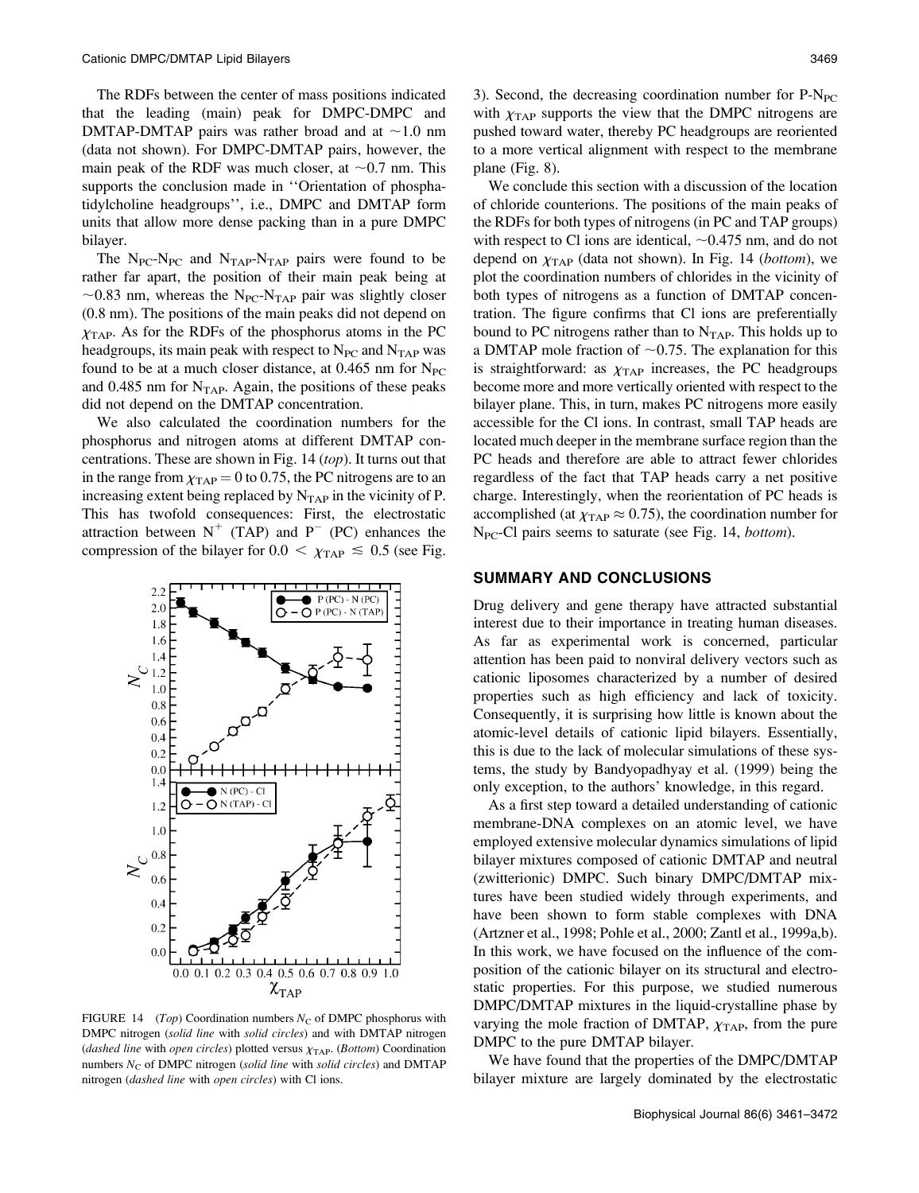The RDFs between the center of mass positions indicated that the leading (main) peak for DMPC-DMPC and DMTAP-DMTAP pairs was rather broad and at $\sim$1.0 nm (data not shown). For DMPC-DMTAP pairs, however, the main peak of the RDF was much closer, at $\sim$0.7 nm. This supports the conclusion made in ''Orientation of phosphatidylcholine headgroups'', i.e., DMPC and DMTAP form units that allow more dense packing than in a pure DMPC bilayer.

The $N_{PC}$-$N_{PC}$ and $N_{TAP}$-$N_{TAP}$ pairs were found to be rather far apart, the position of their main peak being at $\sim$0.83 nm, whereas the $N_{PC}$-$N_{TAP}$ pair was slightly closer (0.8 nm). The positions of the main peaks did not depend on $\chi_{TAP}$. As for the RDFs of the phosphorus atoms in the PC headgroups, its main peak with respect to $N_{PC}$ and $N_{TAP}$ was found to be at a much closer distance, at 0.465 nm for $N_{PC}$ and 0.485 nm for $N_{TAP}$. Again, the positions of these peaks did not depend on the DMTAP concentration.

We also calculated the coordination numbers for the phosphorus and nitrogen atoms at different DMTAP concentrations. These are shown in Fig. 14 (*top*). It turns out that in the range from $\chi_{TAP} = 0$ to 0.75, the PC nitrogens are to an increasing extent being replaced by $N_{TAP}$ in the vicinity of P. This has twofold consequences: First, the electrostatic attraction between $N^+$ (TAP) and $P^-$ (PC) enhances the compression of the bilayer for $0.0 < \chi_{TAP} \lesssim 0.5$ (see Fig. 3). Second, the decreasing coordination number for P-$N_{PC}$ with $\chi_{TAP}$ supports the view that the DMPC nitrogens are pushed toward water, thereby PC headgroups are reoriented to a more vertical alignment with respect to the membrane plane (Fig. 8).

FIGURE 14 (*Top*) Coordination numbers $N_C$ of DMPC phosphorus with DMPC nitrogen (*solid line* with *solid circles*) and with DMTAP nitrogen (*dashed line* with *open circles*) plotted versus $\chi_{TAP}$. (*Bottom*) Coordination numbers $N_C$ of DMPC nitrogen (*solid line* with *solid circles*) and DMTAP nitrogen (*dashed line* with *open circles*) with Cl ions.

We conclude this section with a discussion of the location of chloride counterions. The positions of the main peaks of the RDFs for both types of nitrogens (in PC and TAP groups) with respect to Cl ions are identical, $\sim$0.475 nm, and do not depend on $\chi_{TAP}$ (data not shown). In Fig. 14 (*bottom*), we plot the coordination numbers of chlorides in the vicinity of both types of nitrogens as a function of DMTAP concentration. The figure confirms that Cl ions are preferentially bound to PC nitrogens rather than to $N_{TAP}$. This holds up to a DMTAP mole fraction of $\sim$0.75. The explanation for this is straightforward: as $\chi_{TAP}$ increases, the PC headgroups become more and more vertically oriented with respect to the bilayer plane. This, in turn, makes PC nitrogens more easily accessible for the Cl ions. In contrast, small TAP heads are located much deeper in the membrane surface region than the PC heads and therefore are able to attract fewer chlorides regardless of the fact that TAP heads carry a net positive charge. Interestingly, when the reorientation of PC heads is accomplished (at $\chi_{TAP} \approx 0.75$), the coordination number for $N_{PC}$-Cl pairs seems to saturate (see Fig. 14, *bottom*).

## SUMMARY AND CONCLUSIONS

Drug delivery and gene therapy have attracted substantial interest due to their importance in treating human diseases. As far as experimental work is concerned, particular attention has been paid to nonviral delivery vectors such as cationic liposomes characterized by a number of desired properties such as high efficiency and lack of toxicity. Consequently, it is surprising how little is known about the atomic-level details of cationic lipid bilayers. Essentially, this is due to the lack of molecular simulations of these systems, the study by Bandyopadhyay et al. (1999) being the only exception, to the authors' knowledge, in this regard.

As a first step toward a detailed understanding of cationic membrane-DNA complexes on an atomic level, we have employed extensive molecular dynamics simulations of lipid bilayer mixtures composed of cationic DMTAP and neutral (zwitterionic) DMPC. Such binary DMPC/DMTAP mixtures have been studied widely through experiments, and have been shown to form stable complexes with DNA (Artzner et al., 1998; Pohle et al., 2000; Zantl et al., 1999a,b). In this work, we have focused on the influence of the composition of the cationic bilayer on its structural and electrostatic properties. For this purpose, we studied numerous DMPC/DMTAP mixtures in the liquid-crystalline phase by varying the mole fraction of DMTAP, $\chi_{TAP}$, from the pure DMPC to the pure DMTAP bilayer.

We have found that the properties of the DMPC/DMTAP bilayer mixture are largely dominated by the electrostatic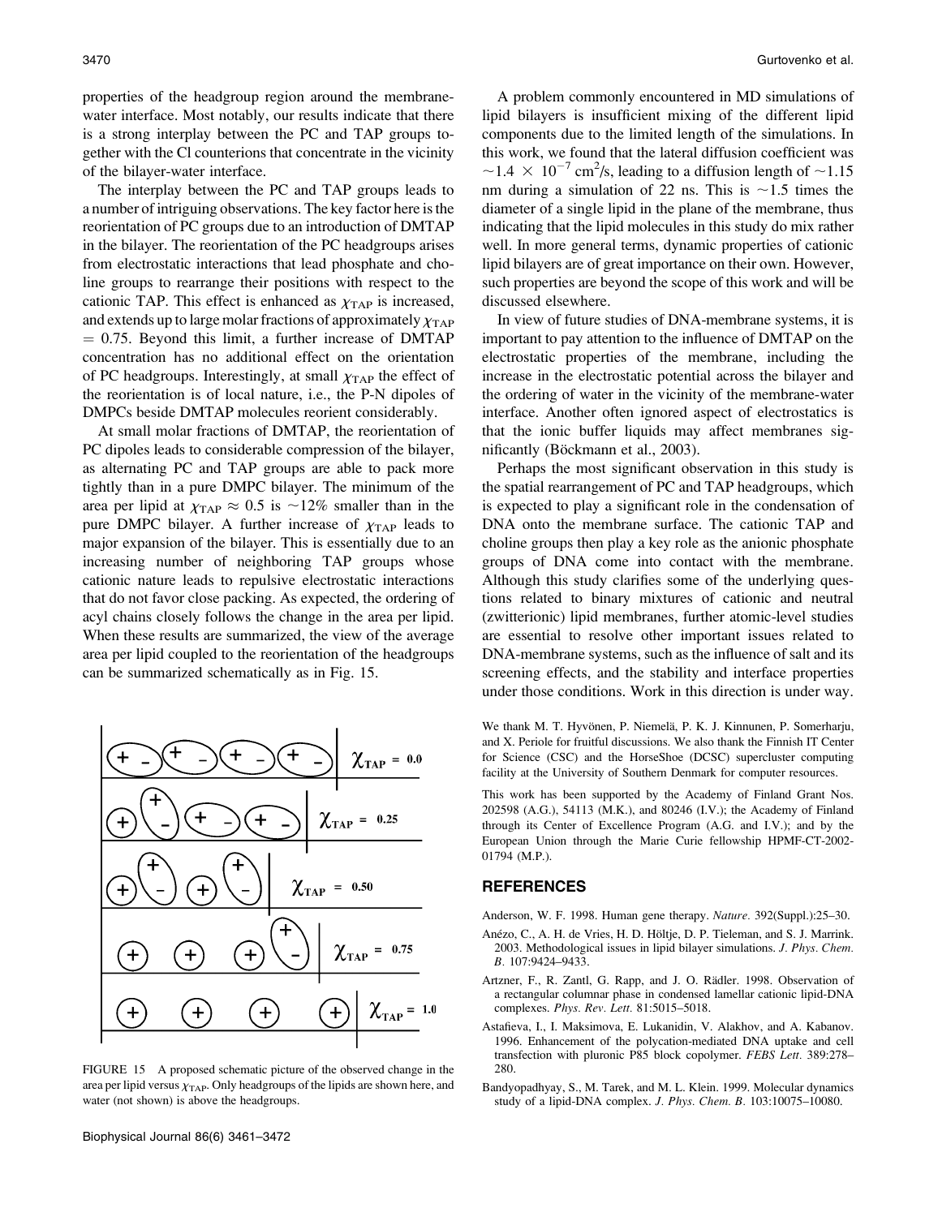properties of the headgroup region around the membrane-water interface. Most notably, our results indicate that there is a strong interplay between the PC and TAP groups together with the Cl counterions that concentrate in the vicinity of the bilayer-water interface.

The interplay between the PC and TAP groups leads to a number of intriguing observations. The key factor here is the reorientation of PC groups due to an introduction of DMTAP in the bilayer. The reorientation of the PC headgroups arises from electrostatic interactions that lead phosphate and choline groups to rearrange their positions with respect to the cationic TAP. This effect is enhanced as $\chi_{TAP}$ is increased, and extends up to large molar fractions of approximately $\chi_{TAP} = 0.75$. Beyond this limit, a further increase of DMTAP concentration has no additional effect on the orientation of PC headgroups. Interestingly, at small $\chi_{TAP}$ the effect of the reorientation is of local nature, i.e., the P-N dipoles of DMPCs beside DMTAP molecules reorient considerably.

At small molar fractions of DMTAP, the reorientation of PC dipoles leads to considerable compression of the bilayer, as alternating PC and TAP groups are able to pack more tightly than in a pure DMPC bilayer. The minimum of the area per lipid at $\chi_{TAP} \approx 0.5$ is ~12% smaller than in the pure DMPC bilayer. A further increase of $\chi_{TAP}$ leads to major expansion of the bilayer. This is essentially due to an increasing number of neighboring TAP groups whose cationic nature leads to repulsive electrostatic interactions that do not favor close packing. As expected, the ordering of acyl chains closely follows the change in the area per lipid. When these results are summarized, the view of the average area per lipid coupled to the reorientation of the headgroups can be summarized schematically as in Fig. 15.

$\chi_{TAP}$ = 0.0

$\chi_{TAP}$ = 0.25

$\chi_{TAP}$ = 0.50

$\chi_{TAP}$ = 0.75

$\chi_{TAP}$ = 1.0

FIGURE 15 A proposed schematic picture of the observed change in the area per lipid versus $\chi_{TAP}$. Only headgroups of the lipids are shown here, and water (not shown) is above the headgroups.

A problem commonly encountered in MD simulations of lipid bilayers is insufficient mixing of the different lipid components due to the limited length of the simulations. In this work, we found that the lateral diffusion coefficient was $\sim 1.4 \times 10^{-7}$ cm$^2$/s, leading to a diffusion length of ~1.15 nm during a simulation of 22 ns. This is ~1.5 times the diameter of a single lipid in the plane of the membrane, thus indicating that the lipid molecules in this study do mix rather well. In more general terms, dynamic properties of cationic lipid bilayers are of great importance on their own. However, such properties are beyond the scope of this work and will be discussed elsewhere.

In view of future studies of DNA-membrane systems, it is important to pay attention to the influence of DMTAP on the electrostatic properties of the membrane, including the increase in the electrostatic potential across the bilayer and the ordering of water in the vicinity of the membrane-water interface. Another often ignored aspect of electrostatics is that the ionic buffer liquids may affect membranes significantly (Böckmann et al., 2003).

Perhaps the most significant observation in this study is the spatial rearrangement of PC and TAP headgroups, which is expected to play a significant role in the condensation of DNA onto the membrane surface. The cationic TAP and choline groups then play a key role as the anionic phosphate groups of DNA come into contact with the membrane. Although this study clarifies some of the underlying questions related to binary mixtures of cationic and neutral (zwitterionic) lipid membranes, further atomic-level studies are essential to resolve other important issues related to DNA-membrane systems, such as the influence of salt and its screening effects, and the stability and interface properties under those conditions. Work in this direction is under way.

We thank M. T. Hyvönen, P. Niemelä, P. K. J. Kinnunen, P. Somerharju, and X. Periole for fruitful discussions. We also thank the Finnish IT Center for Science (CSC) and the HorseShoe (DCSC) supercluster computing facility at the University of Southern Denmark for computer resources.

This work has been supported by the Academy of Finland Grant Nos. 202598 (A.G.), 54113 (M.K.), and 80246 (I.V.); the Academy of Finland through its Center of Excellence Program (A.G. and I.V.); and by the European Union through the Marie Curie fellowship HPMF-CT-2002-01794 (M.P.).

## REFERENCES

Anderson, W. F. 1998. Human gene therapy. *Nature*. 392(Suppl.):25–30.

Anézo, C., A. H. de Vries, H. D. Höltje, D. P. Tieleman, and S. J. Marrink. 2003. Methodological issues in lipid bilayer simulations. *J. Phys. Chem. B*. 107:9424–9433.

Artzner, F., R. Zantl, G. Rapp, and J. O. Rädler. 1998. Observation of a rectangular columnar phase in condensed lamellar cationic lipid-DNA complexes. *Phys. Rev. Lett.* 81:5015–5018.

Astafieva, I., I. Maksimova, E. Lukanidin, V. Alakhov, and A. Kabanov. 1996. Enhancement of the polycation-mediated DNA uptake and cell transfection with pluronic P85 block copolymer. *FEBS Lett.* 389:278–280.

Bandyopadhyay, S., M. Tarek, and M. L. Klein. 1999. Molecular dynamics study of a lipid-DNA complex. *J. Phys. Chem. B*. 103:10075–10080.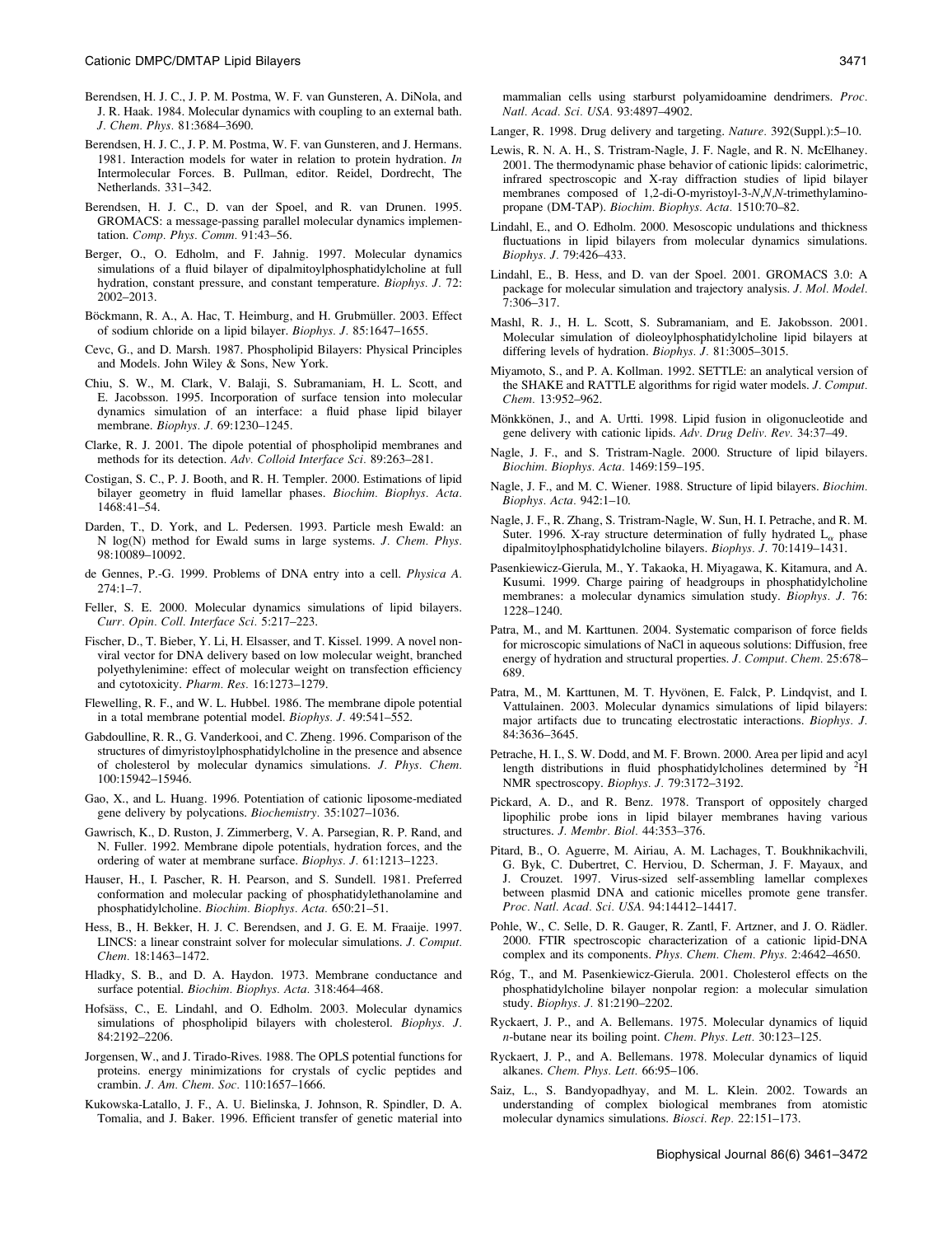Berendsen, H. J. C., J. P. M. Postma, W. F. van Gunsteren, A. DiNola, and J. R. Haak. 1984. Molecular dynamics with coupling to an external bath. *J. Chem. Phys.* 81:3684–3690.

Berendsen, H. J. C., J. P. M. Postma, W. F. van Gunsteren, and J. Hermans. 1981. Interaction models for water in relation to protein hydration. *In* Intermolecular Forces. B. Pullman, editor. Reidel, Dordrecht, The Netherlands. 331–342.

Berendsen, H. J. C., D. van der Spoel, and R. van Drunen. 1995. GROMACS: a message-passing parallel molecular dynamics implementation. *Comp. Phys. Comm.* 91:43–56.

Berger, O., O. Edholm, and F. Jahnig. 1997. Molecular dynamics simulations of a fluid bilayer of dipalmitoylphosphatidylcholine at full hydration, constant pressure, and constant temperature. *Biophys. J.* 72: 2002–2013.

Böckmann, R. A., A. Hac, T. Heimburg, and H. Grubmüller. 2003. Effect of sodium chloride on a lipid bilayer. *Biophys. J.* 85:1647–1655.

Cevc, G., and D. Marsh. 1987. Phospholipid Bilayers: Physical Principles and Models. John Wiley & Sons, New York.

Chiu, S. W., M. Clark, V. Balaji, S. Subramaniam, H. L. Scott, and E. Jacobsson. 1995. Incorporation of surface tension into molecular dynamics simulation of an interface: a fluid phase lipid bilayer membrane. *Biophys. J.* 69:1230–1245.

Clarke, R. J. 2001. The dipole potential of phospholipid membranes and methods for its detection. *Adv. Colloid Interface Sci.* 89:263–281.

Costigan, S. C., P. J. Booth, and R. H. Templer. 2000. Estimations of lipid bilayer geometry in fluid lamellar phases. *Biochim. Biophys. Acta.* 1468:41–54.

Darden, T., D. York, and L. Pedersen. 1993. Particle mesh Ewald: an N log(N) method for Ewald sums in large systems. *J. Chem. Phys.* 98:10089–10092.

de Gennes, P.-G. 1999. Problems of DNA entry into a cell. *Physica A.* 274:1–7.

Feller, S. E. 2000. Molecular dynamics simulations of lipid bilayers. *Curr. Opin. Coll. Interface Sci.* 5:217–223.

Fischer, D., T. Bieber, Y. Li, H. Elsasser, and T. Kissel. 1999. A novel non-viral vector for DNA delivery based on low molecular weight, branched polyethylenimine: effect of molecular weight on transfection efficiency and cytotoxicity. *Pharm. Res.* 16:1273–1279.

Flewelling, R. F., and W. L. Hubbel. 1986. The membrane dipole potential in a total membrane potential model. *Biophys. J.* 49:541–552.

Gabdoulline, R. R., G. Vanderkooi, and C. Zheng. 1996. Comparison of the structures of dimyristoylphosphatidylcholine in the presence and absence of cholesterol by molecular dynamics simulations. *J. Phys. Chem.* 100:15942–15946.

Gao, X., and L. Huang. 1996. Potentiation of cationic liposome-mediated gene delivery by polycations. *Biochemistry.* 35:1027–1036.

Gawrisch, K., D. Ruston, J. Zimmerberg, V. A. Parsegian, R. P. Rand, and N. Fuller. 1992. Membrane dipole potentials, hydration forces, and the ordering of water at membrane surface. *Biophys. J.* 61:1213–1223.

Hauser, H., I. Pascher, R. H. Pearson, and S. Sundell. 1981. Preferred conformation and molecular packing of phosphatidylethanolamine and phosphatidylcholine. *Biochim. Biophys. Acta.* 650:21–51.

Hess, B., H. Bekker, H. J. C. Berendsen, and J. G. E. M. Fraaije. 1997. LINCS: a linear constraint solver for molecular simulations. *J. Comput. Chem.* 18:1463–1472.

Hladky, S. B., and D. A. Haydon. 1973. Membrane conductance and surface potential. *Biochim. Biophys. Acta.* 318:464–468.

Hofsäss, C., E. Lindahl, and O. Edholm. 2003. Molecular dynamics simulations of phospholipid bilayers with cholesterol. *Biophys. J.* 84:2192–2206.

Jorgensen, W., and J. Tirado-Rives. 1988. The OPLS potential functions for proteins. energy minimizations for crystals of cyclic peptides and crambin. *J. Am. Chem. Soc.* 110:1657–1666.

Kukowska-Latallo, J. F., A. U. Bielinska, J. Johnson, R. Spindler, D. A. Tomalia, and J. Baker. 1996. Efficient transfer of genetic material into mammalian cells using starburst polyamidoamine dendrimers. *Proc. Natl. Acad. Sci. USA.* 93:4897–4902.

Langer, R. 1998. Drug delivery and targeting. *Nature.* 392(Suppl.):5–10.

Lewis, R. N. A. H., S. Tristram-Nagle, J. F. Nagle, and R. N. McElhaney. 2001. The thermodynamic phase behavior of cationic lipids: calorimetric, infrared spectroscopic and X-ray diffraction studies of lipid bilayer membranes composed of 1,2-di-O-myristoyl-3-*N*,*N*,*N*-trimethylaminopropane (DM-TAP). *Biochim. Biophys. Acta.* 1510:70–82.

Lindahl, E., and O. Edholm. 2000. Mesoscopic undulations and thickness fluctuations in lipid bilayers from molecular dynamics simulations. *Biophys. J.* 79:426–433.

Lindahl, E., B. Hess, and D. van der Spoel. 2001. GROMACS 3.0: A package for molecular simulation and trajectory analysis. *J. Mol. Model.* 7:306–317.

Mashl, R. J., H. L. Scott, S. Subramaniam, and E. Jakobsson. 2001. Molecular simulation of dioleoylphosphatidylcholine lipid bilayers at differing levels of hydration. *Biophys. J.* 81:3005–3015.

Miyamoto, S., and P. A. Kollman. 1992. SETTLE: an analytical version of the SHAKE and RATTLE algorithms for rigid water models. *J. Comput. Chem.* 13:952–962.

Mönkkönen, J., and A. Urtti. 1998. Lipid fusion in oligonucleotide and gene delivery with cationic lipids. *Adv. Drug Deliv. Rev.* 34:37–49.

Nagle, J. F., and S. Tristram-Nagle. 2000. Structure of lipid bilayers. *Biochim. Biophys. Acta.* 1469:159–195.

Nagle, J. F., and M. C. Wiener. 1988. Structure of lipid bilayers. *Biochim. Biophys. Acta.* 942:1–10.

Nagle, J. F., R. Zhang, S. Tristram-Nagle, W. Sun, H. I. Petrache, and R. M. Suter. 1996. X-ray structure determination of fully hydrated $L_\alpha$ phase dipalmitoylphosphatidylcholine bilayers. *Biophys. J.* 70:1419–1431.

Pasenkiewicz-Gierula, M., Y. Takaoka, H. Miyagawa, K. Kitamura, and A. Kusumi. 1999. Charge pairing of headgroups in phosphatidylcholine membranes: a molecular dynamics simulation study. *Biophys. J.* 76: 1228–1240.

Patra, M., and M. Karttunen. 2004. Systematic comparison of force fields for microscopic simulations of NaCl in aqueous solutions: Diffusion, free energy of hydration and structural properties. *J. Comput. Chem.* 25:678–689.

Patra, M., M. Karttunen, M. T. Hyvönen, E. Falck, P. Lindqvist, and I. Vattulainen. 2003. Molecular dynamics simulations of lipid bilayers: major artifacts due to truncating electrostatic interactions. *Biophys. J.* 84:3636–3645.

Petrache, H. I., S. W. Dodd, and M. F. Brown. 2000. Area per lipid and acyl length distributions in fluid phosphatidylcholines determined by $^2$H NMR spectroscopy. *Biophys. J.* 79:3172–3192.

Pickard, A. D., and R. Benz. 1978. Transport of oppositely charged lipophilic probe ions in lipid bilayer membranes having various structures. *J. Membr. Biol.* 44:353–376.

Pitard, B., O. Aguerre, M. Airiau, A. M. Lachages, T. Boukhnikachvili, G. Byk, C. Dubertret, C. Herviou, D. Scherman, J. F. Mayaux, and J. Crouzet. 1997. Virus-sized self-assembling lamellar complexes between plasmid DNA and cationic micelles promote gene transfer. *Proc. Natl. Acad. Sci. USA.* 94:14412–14417.

Pohle, W., C. Selle, D. R. Gauger, R. Zantl, F. Artzner, and J. O. Rädler. 2000. FTIR spectroscopic characterization of a cationic lipid-DNA complex and its components. *Phys. Chem. Chem. Phys.* 2:4642–4650.

Róg, T., and M. Pasenkiewicz-Gierula. 2001. Cholesterol effects on the phosphatidylcholine bilayer nonpolar region: a molecular simulation study. *Biophys. J.* 81:2190–2202.

Ryckaert, J. P., and A. Bellemans. 1975. Molecular dynamics of liquid *n*-butane near its boiling point. *Chem. Phys. Lett.* 30:123–125.

Ryckaert, J. P., and A. Bellemans. 1978. Molecular dynamics of liquid alkanes. *Chem. Phys. Lett.* 66:95–106.

Saiz, L., S. Bandyopadhyay, and M. L. Klein. 2002. Towards an understanding of complex biological membranes from atomistic molecular dynamics simulations. *Biosci. Rep.* 22:151–173.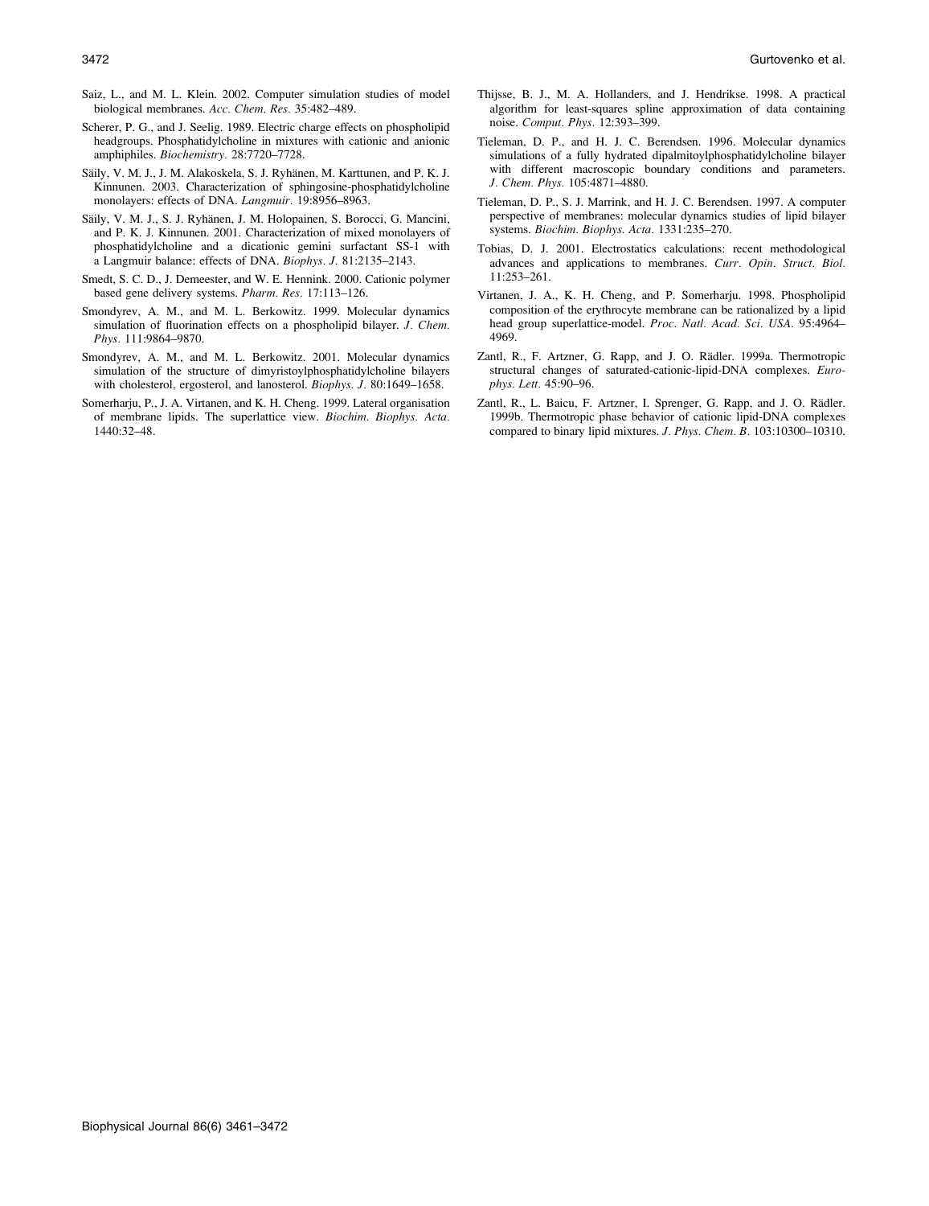Saiz, L., and M. L. Klein. 2002. Computer simulation studies of model biological membranes. *Acc. Chem. Res.* 35:482–489.

Scherer, P. G., and J. Seelig. 1989. Electric charge effects on phospholipid headgroups. Phosphatidylcholine in mixtures with cationic and anionic amphiphiles. *Biochemistry.* 28:7720–7728.

Säily, V. M. J., J. M. Alakoskela, S. J. Ryhänen, M. Karttunen, and P. K. J. Kinnunen. 2003. Characterization of sphingosine-phosphatidylcholine monolayers: effects of DNA. *Langmuir.* 19:8956–8963.

Säily, V. M. J., S. J. Ryhänen, J. M. Holopainen, S. Borocci, G. Mancini, and P. K. J. Kinnunen. 2001. Characterization of mixed monolayers of phosphatidylcholine and a dicationic gemini surfactant SS-1 with a Langmuir balance: effects of DNA. *Biophys. J.* 81:2135–2143.

Smedt, S. C. D., J. Demeester, and W. E. Hennink. 2000. Cationic polymer based gene delivery systems. *Pharm. Res.* 17:113–126.

Smondyrev, A. M., and M. L. Berkowitz. 1999. Molecular dynamics simulation of fluorination effects on a phospholipid bilayer. *J. Chem. Phys.* 111:9864–9870.

Smondyrev, A. M., and M. L. Berkowitz. 2001. Molecular dynamics simulation of the structure of dimyristoylphosphatidylcholine bilayers with cholesterol, ergosterol, and lanosterol. *Biophys. J.* 80:1649–1658.

Somerharju, P., J. A. Virtanen, and K. H. Cheng. 1999. Lateral organisation of membrane lipids. The superlattice view. *Biochim. Biophys. Acta.* 1440:32–48.

Thijsse, B. J., M. A. Hollanders, and J. Hendrikse. 1998. A practical algorithm for least-squares spline approximation of data containing noise. *Comput. Phys.* 12:393–399.

Tieleman, D. P., and H. J. C. Berendsen. 1996. Molecular dynamics simulations of a fully hydrated dipalmitoylphosphatidylcholine bilayer with different macroscopic boundary conditions and parameters. *J. Chem. Phys.* 105:4871–4880.

Tieleman, D. P., S. J. Marrink, and H. J. C. Berendsen. 1997. A computer perspective of membranes: molecular dynamics studies of lipid bilayer systems. *Biochim. Biophys. Acta.* 1331:235–270.

Tobias, D. J. 2001. Electrostatics calculations: recent methodological advances and applications to membranes. *Curr. Opin. Struct. Biol.* 11:253–261.

Virtanen, J. A., K. H. Cheng, and P. Somerharju. 1998. Phospholipid composition of the erythrocyte membrane can be rationalized by a lipid head group superlattice-model. *Proc. Natl. Acad. Sci. USA.* 95:4964–4969.

Zantl, R., F. Artzner, G. Rapp, and J. O. Rädler. 1999a. Thermotropic structural changes of saturated-cationic-lipid-DNA complexes. *Europhys. Lett.* 45:90–96.

Zantl, R., L. Baicu, F. Artzner, I. Sprenger, G. Rapp, and J. O. Rädler. 1999b. Thermotropic phase behavior of cationic lipid-DNA complexes compared to binary lipid mixtures. *J. Phys. Chem. B.* 103:10300–10310.